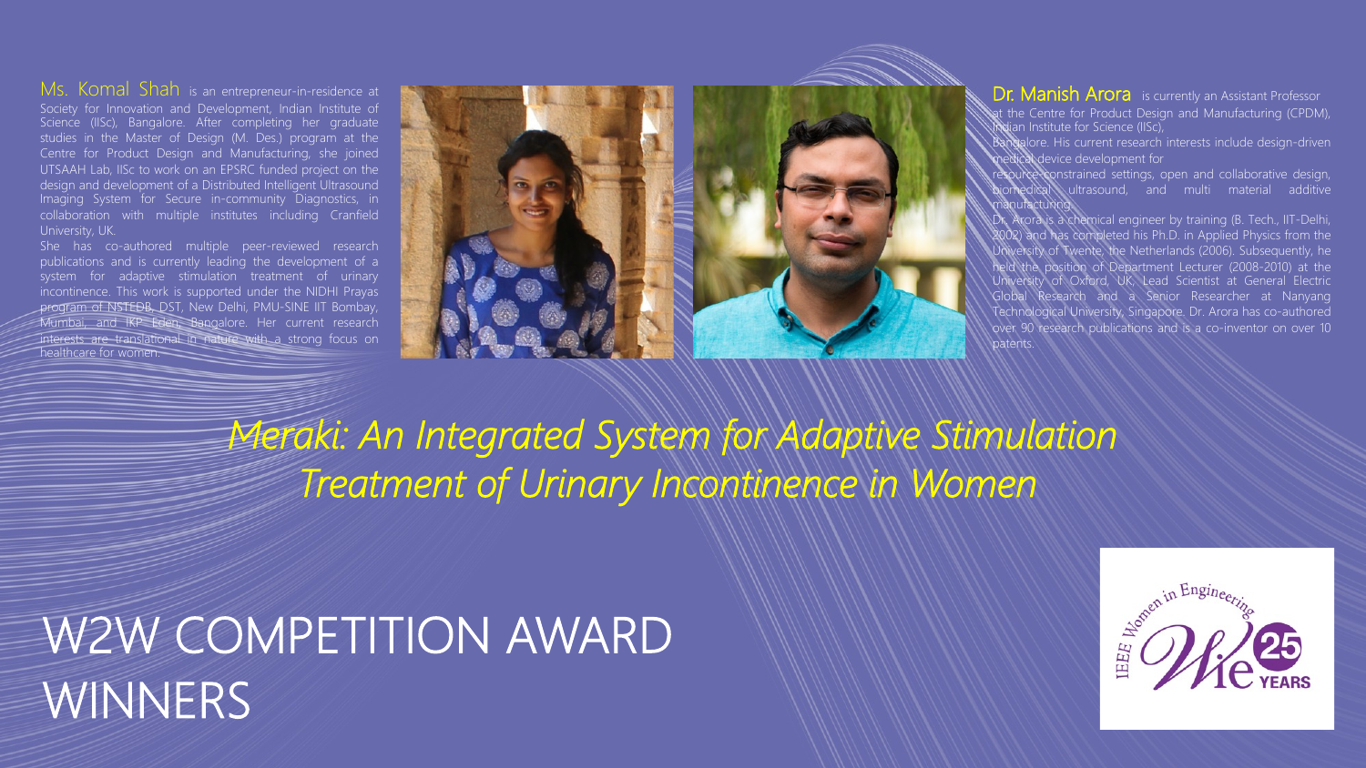**Ms. Komal Shah** is an entrepreneur-in-residence at Society for Innovation and Development, Indian Institute of Science (IISc), Bangalore. After completing her graduate studies in the Master of Design (M. Des.) program at the Centre for Product Design and Manufacturing, she joined UTSAAH Lab, IISc to work on an EPSRC funded project on the design and development of a Distributed Intelligent Ultrasound Imaging System for Secure in-community Diagnostics, in collaboration with multiple institutes including Cranfield University, UK.

She has co-authored multiple peer-reviewed research publications and is currently leading the development of a system for adaptive stimulation treatment of urinary incontinence. This work is supported under the NIDHI Prayas program of NSTEDB, DST, New Delhi, PMU-SINE IIT Bombay, Mumbai, and IKP Eden, Bangalore. Her current research interests are translational in nature with a strong focus on healthcare for women.

**Dr. Manish Arora** is currently an Assistant Professor at the Centre for Product Design and Manufacturing (CPDM), Indian Institute for Science (IISc), Bangalore. His current research interests include design-driven medical device development for resource-constrained settings, open and collaborative design, biomedical ultrasound, and multi material additive manufacturing.

Dr. Arora is a chemical engineer by training (B. Tech., IIT-Delhi, 2002) and has completed his Ph.D. in Applied Physics from the University of Twente, the Netherlands (2006). Subsequently, he held the position of Department Lecturer (2008-2010) at the University of Oxford, UK, Lead Scientist at General Electric Global Research and a Senior Researcher at Nanyang Technological University, Singapore. Dr. Arora has co-authored over 90 research publications and is a co-inventor on over 10 patents.

## *Meraki: An Integrated System for Adaptive Stimulation Treatment of Urinary Incontinence in Women*

# W2W COMPETITION AWARD WINNERS

IEEE Women in Engineering WIE 25 YEARS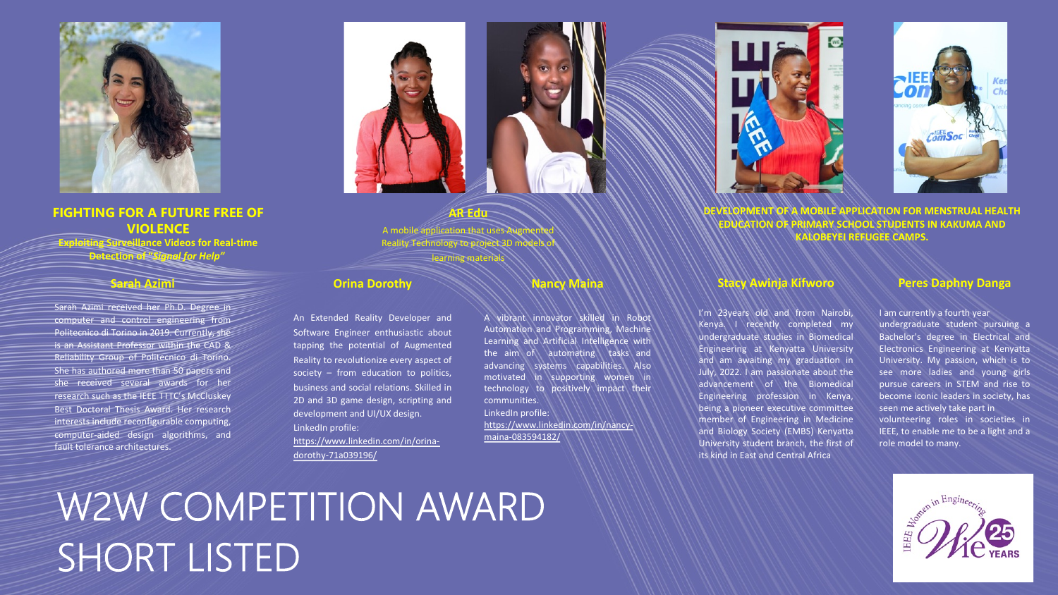## FIGHTING FOR A FUTURE FREE OF VIOLENCE

**Exploiting Surveillance Videos for Real-time Detection of "*Signal for Help*"**

### Sarah Azimi

Sarah Azimi received her Ph.D. Degree in computer and control engineering from Politecnico di Torino in 2019. Currently, she is an Assistant Professor within the CAD & Reliability Group of Politecnico di Torino. She has authored more than 50 papers and she received several awards for her research such as the IEEE TTTC's McCluskey Best Doctoral Thesis Award. Her research interests include reconfigurable computing, computer-aided design algorithms, and fault tolerance architectures.

## AR Edu

A mobile application that uses Augmented Reality Technology to project 3D models of learning materials

### Orina Dorothy

An Extended Reality Developer and Software Engineer enthusiastic about tapping the potential of Augmented Reality to revolutionize every aspect of society – from education to politics, business and social relations. Skilled in 2D and 3D game design, scripting and development and UI/UX design.

LinkedIn profile:
https://www.linkedin.com/in/orina-dorothy-71a039196/

### Nancy Maina

A vibrant innovator skilled in Robot Automation and Programming, Machine Learning and Artificial Intelligence with the aim of automating tasks and advancing systems capabilities. Also motivated in supporting women in technology to positively impact their communities.

LinkedIn profile:
https://www.linkedin.com/in/nancy-maina-083594182/

## DEVELOPMENT OF A MOBILE APPLICATION FOR MENSTRUAL HEALTH EDUCATION OF PRIMARY SCHOOL STUDENTS IN KAKUMA AND KALOBEYEI REFUGEE CAMPS.

### Stacy Awinja Kifworo

I'm 23years old and from Nairobi, Kenya. I recently completed my undergraduate studies in Biomedical Engineering at Kenyatta University and am awaiting my graduation in July, 2022. I am passionate about the advancement of the Biomedical Engineering profession in Kenya, being a pioneer executive committee member of Engineering in Medicine and Biology Society (EMBS) Kenyatta University student branch, the first of its kind in East and Central Africa

### Peres Daphny Danga

I am currently a fourth year undergraduate student pursuing a Bachelor's degree in Electrical and Electronics Engineering at Kenyatta University. My passion, which is to see more ladies and young girls pursue careers in STEM and rise to become iconic leaders in society, has seen me actively take part in volunteering roles in societies in IEEE, to enable me to be a light and a role model to many.

# W2W COMPETITION AWARD SHORT LISTED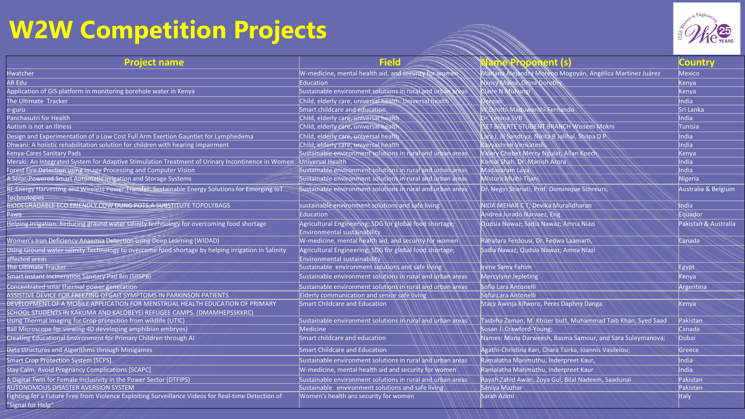# W2W Competition Projects

| Project name | Field | Name Proponent (s) | Country |
| --- | --- | --- | --- |
| Hwatcher | W-medicine, mental health aid, and security for women | Mariana Alejandra Moreno Mogoyán, Angélica Martínez Juárez | Mexico |
| AR Edu | Education | Nancy Maina, Orina Dorothy | Kenya |
| Application of GIS platform in monitoring borehole water in Kenya | Sustainable environment solutions in rural and urban areas | Claire N Muhungi | Kenya |
| The Ultimate Tracker | Child, elderly care, universal health: Universal health | Deepali | India |
| e-guru | Smart childcare and education | W.Dinithi Maduwanthi Fernando | Sri Lanka |
| Panchasutri for Health | Child, elderly care, universal health | Dr. Lenina SVB | India |
| Autism is not an Illness | Child, elderly care, universal health | ISET BIZERTE STUDENT BRANCH Wissem Mokni | Tunisia |
| Design and Experimentation of a Low Cost Full Arm Exertion Gauntlet for Lymphedema | Child, elderly care, universal health | Lara J, Ili Sandhya, Nikita B Jalihal, Shilpa D P | India |
| Dhwani: A holistic rehabilitation solution for children with hearing impairment | Child, elderly care, universal health | Kavyashree Venkatesh, | India |
| Kenya-Cares Sanitary Pads | Sustainable environment solutions in rural and urban areas | Valery Chebet Mercy Ngulat, Allan Koech, | Kenya |
| Meraki: An Integrated System for Adaptive Stimulation Treatment of Urinary Incontinence in Women | Universal Health | Komal Shah, Dr. Manish Arora | India |
| Forest Fire Detection using Image Processing and Computer Vision | Sustainable environment solutions in rural and urban areas | Madavaram Laya, | India |
| A Solar-Powered Smart Automatic Irrigation and Storage Systems | Sustainable environment solutions in rural and urban areas | Mistura Muibi-Tijani, | Nigeria |
| RF Energy Harvesting and Wireless Power Transfer: Sustainable Energy Solutions for Emerging IoT Technologies | Sustainable environment solutions in rural and urban areas | Dr. Negin Shariati, Prof. Dominique Schreurs, | Australia & Belgium |
| BIODEGRADABLE ECO FRIENDLY COW DUNG POTS,A SUBSTITUTE TOPOLYBAGS | sustainable environment solutions and safe living | NIDA MEHAR C T; Devika Muralidharan | India |
| Pawa | Education | Andrea Jurado Narvaez, Eng | Equador |
| Helping irrigation: Reducing graund water salinity technology for overcoming food shortage | Agricultural Engineering; SDG for global food shortage; Environmental sustainability | Qudsia Nawaz; Sadia Nawaz; Amna Niazi | Pakistan & Australia |
| Women's Iron Deficiency Anaemia Detection using Deep Learning (WIDAD) | W-medicine, mental health aid, and security for women | Rahatara Ferdousi, Dr. Fedwa Laamarti, | Canada |
| Using Ground water salinity Technology to overcome food shortage by helping irrigation in Salinity affected areas | Agricultural Engineering; SDG for global food shortage; Environmental sustainability | Sadia Nawaz; Qudsia Nawaz; Amna Niazi | |
| The Ultimate Tracker | Sustainable environment solutions and safe living | Irene Samy Fahim | Egypt |
| Smart Instant Incineration Sanitary Pad Bin (SIISPB) | Sustainable environment solutions in rural and urban areas | Mercylyne Jepleting | Kenya |
| Concentrated solar thermal power generation | Sustainable environment solutions in rural and urban areas | Sofia Lara Antonelli | Argentina |
| ASSISTIVE DEVICE FOR FREEZING OFGAIT SYMPTOMS IN PARKINSON PATIENTS | Elderly communication and senior safe living | Sofia Lara Antonelli | |
| DEVELOPMENT OF A MOBILE APPLICATION FOR MENSTRUAL HEALTH EDUCATION OF PRIMARY SCHOOL STUDENTS IN KAKUMA AND KALOBEYEI REFUGEE CAMPS. (DMAMHEPSSKKRC) | Smart Childcare and Education | Stacy Awinja Kifworo, Peres Daphny Danga | Kenya |
| Using Thermal Imaging for Crop protection from wildlife (UTIC) | Sustainable environment solutions in rural and urban areas | Tasbiha Zaman, M. Khizer butt, Muhammad Taib Khan, Syed Saad | Pakistan |
| Ball Microscope for viewing 4D developing amphibian embryos) | Medicine | Susan J. Crawford-Young; | Canada |
| Creating Educational Environment for Primary Children through AI | Smart childcare and education | Names: Muna Darweesh, Basma Samour, and Sara Suleymanova; | Dubai |
| Data structures and Algorithms through Minigames | Smart Childcare and Education | Agathi-Christina Kari, Chara Tsirka, Ioannis Vasileiou; | Greece |
| Smart Crop Protection System [SCPS] | Sustainable environment solutions in rural and urban areas | Ramalatha Marimuthu, Inderpreet Kaur, | India |
| Stay Calm, Avoid Pregnancy Complications [SCAPC] | W-medicine, mental health aid and security for women | Ramalatha Marimuthu, Inderpreet Kaur | India |
| A Digital Twin for Female Inclusivity in the Power Sector (DTFIPS) | Sustainable environment solutions in rural and urban areas | Rayah Zahid Awan, Zoya Gul, Bilal Nadeem, Saadunai | Pakistan |
| AUTONOMOUS DISASTER AVERSION SYSTEM | Sustainable environment solutions and safe living | Saniya Mazhar | Pakistan |
| Fighting for a Future Free from Violence Exploiting Surveillance Videos for Real-time Detection of "Signal for Help" | Women's health ans security for women | Sarah Azimi | Italy |